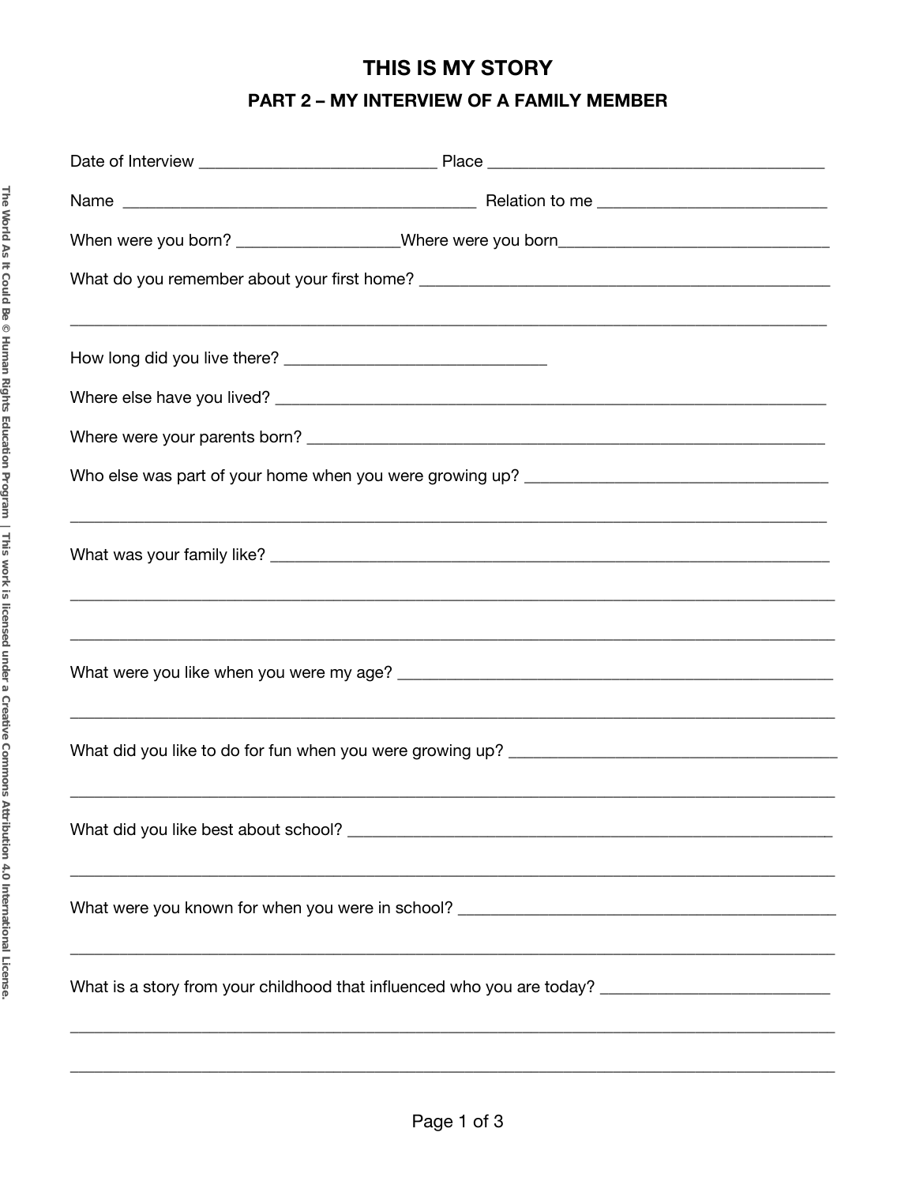# THIS IS MY STORY

## PART 2 – MY INTERVIEW OF A FAMILY MEMBER

Date of Interview ___________________________ Place _______________________________________

Name ________________________________________ Relation to me __________________________

When were you born? __________________Where were you born_______________________________

What do you remember about your first home? _______________________________________________

_______________________________________________________________________________________

How long did you live there? ______________________________

Where else have you lived? _______________________________________________________________

Where were your parents born? _____________________________________________________________

Who else was part of your home when you were growing up? ___________________________________

_______________________________________________________________________________________

What was your family like? _________________________________________________________________

_______________________________________________________________________________________

_______________________________________________________________________________________

What were you like when you were my age? __________________________________________________

_______________________________________________________________________________________

What did you like to do for fun when you were growing up? ______________________________________

_______________________________________________________________________________________

What did you like best about school? ________________________________________________________

_______________________________________________________________________________________

What were you known for when you were in school? ____________________________________________

_______________________________________________________________________________________

What is a story from your childhood that influenced who you are today? ___________________________

_______________________________________________________________________________________

_______________________________________________________________________________________

The World As It Could Be © Human Rights Education Program | This work is licensed under a Creative Commons Attribution 4.0 International License.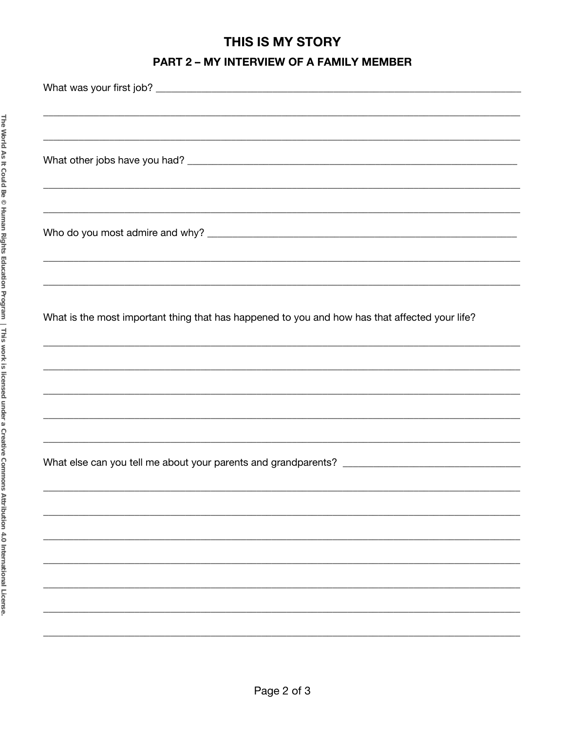# THIS IS MY STORY

## PART 2 – MY INTERVIEW OF A FAMILY MEMBER

What was your first job? ______________________________________________________________

__________________________________________________________________________________

__________________________________________________________________________________

What other jobs have you had? __________________________________________________________

__________________________________________________________________________________

__________________________________________________________________________________

Who do you most admire and why? ______________________________________________________

__________________________________________________________________________________

__________________________________________________________________________________

What is the most important thing that has happened to you and how has that affected your life?

__________________________________________________________________________________

__________________________________________________________________________________

__________________________________________________________________________________

__________________________________________________________________________________

__________________________________________________________________________________

What else can you tell me about your parents and grandparents? ______________________________

__________________________________________________________________________________

__________________________________________________________________________________

__________________________________________________________________________________

__________________________________________________________________________________

__________________________________________________________________________________

__________________________________________________________________________________

__________________________________________________________________________________

The World As It Could Be © Human Rights Education Program | This work is licensed under a Creative Commons Attribution 4.0 International License.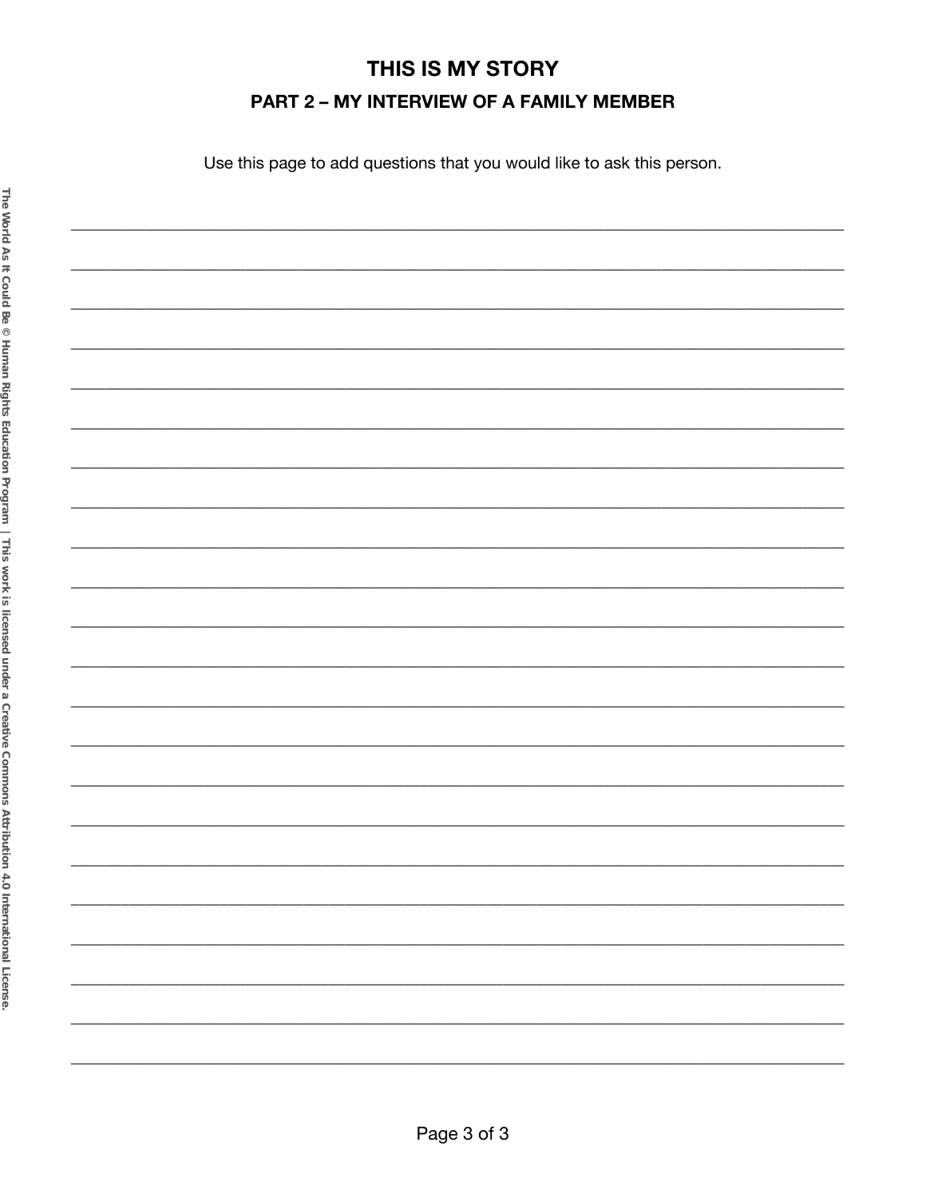# THIS IS MY STORY

## PART 2 – MY INTERVIEW OF A FAMILY MEMBER

Use this page to add questions that you would like to ask this person.

The World As It Could Be © Human Rights Education Program | This work is licensed under a Creative Commons Attribution 4.0 International License.